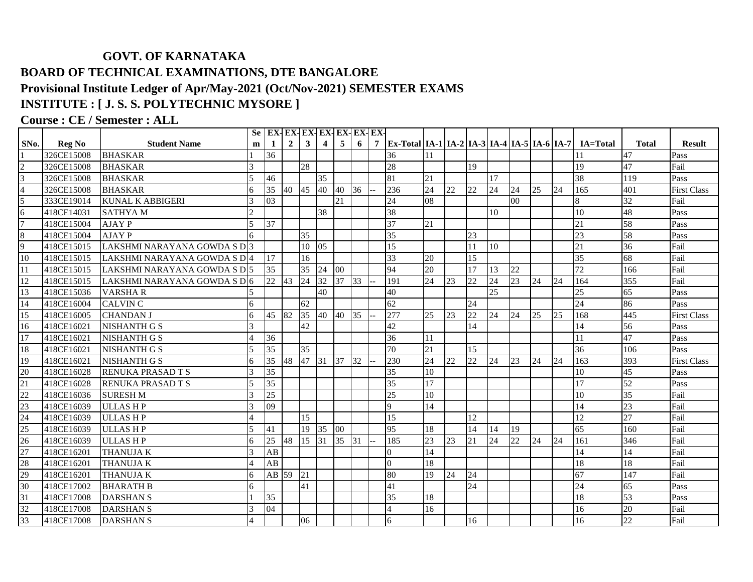## GOVT. OF KARNATAKA

## BOARD OF TECHNICAL EXAMINATIONS, DTE BANGALORE

## Provisional Institute Ledger of Apr/May-2021 (Oct/Nov-2021) SEMESTER EXAMS

## INSTITUTE : [ J. S. S. POLYTECHNIC MYSORE ]

## Course : CE / Semester : ALL

| SNo. | Reg No | Student Name | Sem | EX-1 | EX-2 | EX-3 | EX-4 | EX-5 | EX-6 | EX-7 | Ex-Total | IA-1 | IA-2 | IA-3 | IA-4 | IA-5 | IA-6 | IA-7 | IA=Total | Total | Result |
|---|---|---|---|---|---|---|---|---|---|---|---|---|---|---|---|---|---|---|---|---|---|
| 1 | 326CE15008 | BHASKAR | 1 | 36 | | | | | | | 36 | 11 | | | | | | | 11 | 47 | Pass |
| 2 | 326CE15008 | BHASKAR | 3 | | | 28 | | | | | 28 | | | 19 | | | | | 19 | 47 | Fail |
| 3 | 326CE15008 | BHASKAR | 5 | 46 | | | 35 | | | | 81 | 21 | | | 17 | | | | 38 | 119 | Pass |
| 4 | 326CE15008 | BHASKAR | 6 | 35 | 40 | 45 | 40 | 40 | 36 | -- | 236 | 24 | 22 | 22 | 24 | 24 | 25 | 24 | 165 | 401 | First Class |
| 5 | 333CE19014 | KUNAL K ABBIGERI | 3 | 03 | | | | 21 | | | 24 | 08 | | | | 00 | | | 8 | 32 | Fail |
| 6 | 418CE14031 | SATHYA M | 2 | | | | 38 | | | | 38 | | | | 10 | | | | 10 | 48 | Pass |
| 7 | 418CE15004 | AJAY P | 5 | 37 | | | | | | | 37 | 21 | | | | | | | 21 | 58 | Pass |
| 8 | 418CE15004 | AJAY P | 6 | | | 35 | | | | | 35 | | | 23 | | | | | 23 | 58 | Pass |
| 9 | 418CE15015 | LAKSHMI NARAYANA GOWDA S D | 3 | | | 10 | 05 | | | | 15 | | | 11 | 10 | | | | 21 | 36 | Fail |
| 10 | 418CE15015 | LAKSHMI NARAYANA GOWDA S D | 4 | 17 | | 16 | | | | | 33 | 20 | | 15 | | | | | 35 | 68 | Fail |
| 11 | 418CE15015 | LAKSHMI NARAYANA GOWDA S D | 5 | 35 | | 35 | 24 | 00 | | | 94 | 20 | | 17 | 13 | 22 | | | 72 | 166 | Fail |
| 12 | 418CE15015 | LAKSHMI NARAYANA GOWDA S D | 6 | 22 | 43 | 24 | 32 | 37 | 33 | -- | 191 | 24 | 23 | 22 | 24 | 23 | 24 | 24 | 164 | 355 | Fail |
| 13 | 418CE15036 | VARSHA R | 5 | | | | 40 | | | | 40 | | | | 25 | | | | 25 | 65 | Pass |
| 14 | 418CE16004 | CALVIN C | 6 | | | 62 | | | | | 62 | | | 24 | | | | | 24 | 86 | Pass |
| 15 | 418CE16005 | CHANDAN J | 6 | 45 | 82 | 35 | 40 | 40 | 35 | -- | 277 | 25 | 23 | 22 | 24 | 24 | 25 | 25 | 168 | 445 | First Class |
| 16 | 418CE16021 | NISHANTH G S | 3 | | | 42 | | | | | 42 | | | 14 | | | | | 14 | 56 | Pass |
| 17 | 418CE16021 | NISHANTH G S | 4 | 36 | | | | | | | 36 | 11 | | | | | | | 11 | 47 | Pass |
| 18 | 418CE16021 | NISHANTH G S | 5 | 35 | | 35 | | | | | 70 | 21 | | 15 | | | | | 36 | 106 | Pass |
| 19 | 418CE16021 | NISHANTH G S | 6 | 35 | 48 | 47 | 31 | 37 | 32 | -- | 230 | 24 | 22 | 22 | 24 | 23 | 24 | 24 | 163 | 393 | First Class |
| 20 | 418CE16028 | RENUKA PRASAD T S | 3 | 35 | | | | | | | 35 | 10 | | | | | | | 10 | 45 | Pass |
| 21 | 418CE16028 | RENUKA PRASAD T S | 5 | 35 | | | | | | | 35 | 17 | | | | | | | 17 | 52 | Pass |
| 22 | 418CE16036 | SURESH M | 3 | 25 | | | | | | | 25 | 10 | | | | | | | 10 | 35 | Fail |
| 23 | 418CE16039 | ULLAS H P | 3 | 09 | | | | | | | 9 | 14 | | | | | | | 14 | 23 | Fail |
| 24 | 418CE16039 | ULLAS H P | 4 | | | 15 | | | | | 15 | | | 12 | | | | | 12 | 27 | Fail |
| 25 | 418CE16039 | ULLAS H P | 5 | 41 | | 19 | 35 | 00 | | | 95 | 18 | | 14 | 14 | 19 | | | 65 | 160 | Fail |
| 26 | 418CE16039 | ULLAS H P | 6 | 25 | 48 | 15 | 31 | 35 | 31 | -- | 185 | 23 | 23 | 21 | 24 | 22 | 24 | 24 | 161 | 346 | Fail |
| 27 | 418CE16201 | THANUJA K | 3 | AB | | | | | | | 0 | 14 | | | | | | | 14 | 14 | Fail |
| 28 | 418CE16201 | THANUJA K | 4 | AB | | | | | | | 0 | 18 | | | | | | | 18 | 18 | Fail |
| 29 | 418CE16201 | THANUJA K | 6 | AB | 59 | 21 | | | | | 80 | 19 | 24 | 24 | | | | | 67 | 147 | Fail |
| 30 | 418CE17002 | BHARATH B | 6 | | | 41 | | | | | 41 | | | 24 | | | | | 24 | 65 | Pass |
| 31 | 418CE17008 | DARSHAN S | 1 | 35 | | | | | | | 35 | 18 | | | | | | | 18 | 53 | Pass |
| 32 | 418CE17008 | DARSHAN S | 3 | 04 | | | | | | | 4 | 16 | | | | | | | 16 | 20 | Fail |
| 33 | 418CE17008 | DARSHAN S | 4 | | | 06 | | | | | 6 | | | 16 | | | | | 16 | 22 | Fail |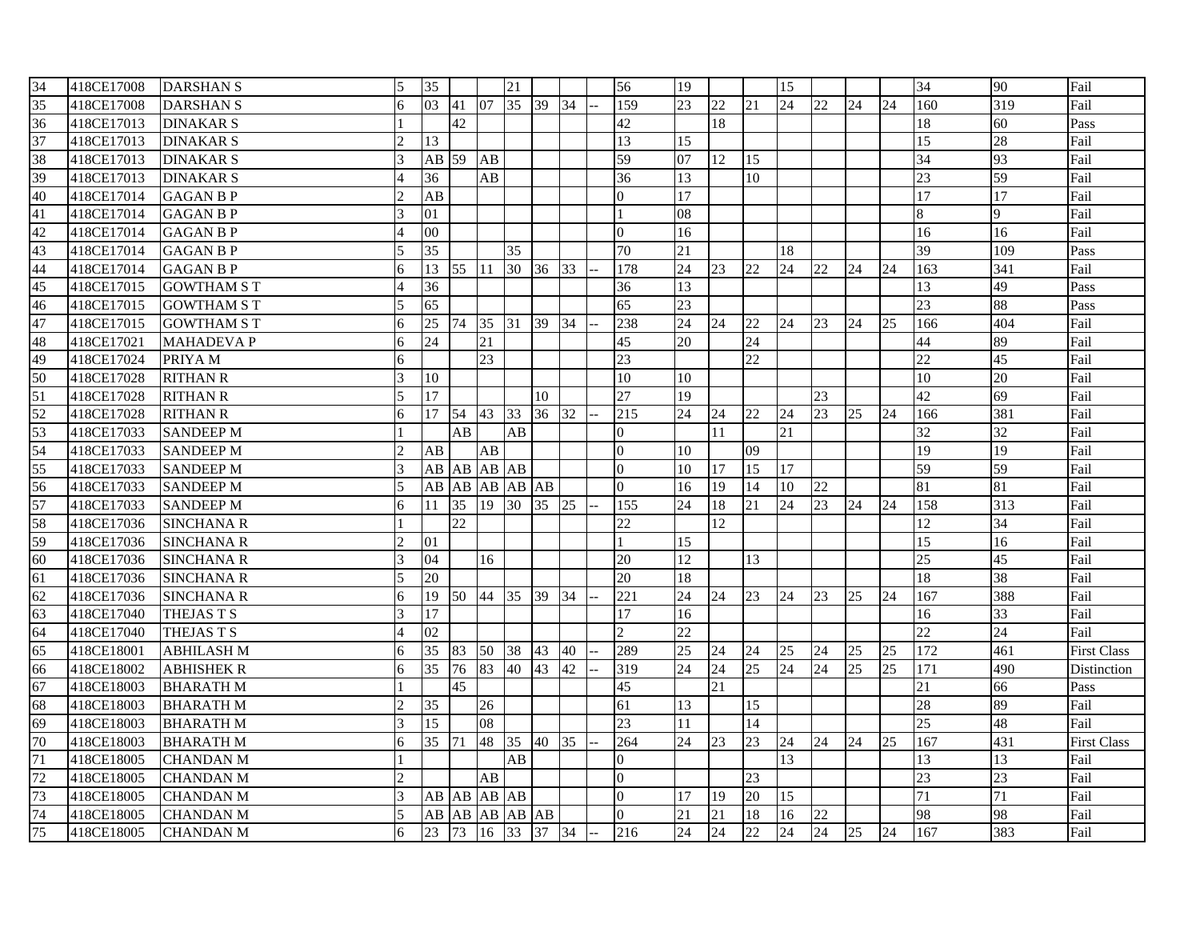| | | | | | | | | | | | | | | | | | | | | | | |
|---|---|---|---|---|---|---|---|---|---|---|---|---|---|---|---|---|---|---|---|---|---|---|
| 34 | 418CE17008 | DARSHAN S | 5 | 35 | | | 21 | | | | | 56 | 19 | | | 15 | | | | 34 | 90 | Fail |
| 35 | 418CE17008 | DARSHAN S | 6 | 03 | 41 | 07 | 35 | 39 | 34 | -- | 159 | 23 | 22 | 21 | 24 | 22 | 24 | 24 | 160 | 319 | Fail |
| 36 | 418CE17013 | DINAKAR S | 1 | | 42 | | | | | | 42 | | 18 | | | | | | 18 | 60 | Pass |
| 37 | 418CE17013 | DINAKAR S | 2 | 13 | | | | | | | 13 | 15 | | | | | | | 15 | 28 | Fail |
| 38 | 418CE17013 | DINAKAR S | 3 | AB | 59 | AB | | | | | 59 | 07 | 12 | 15 | | | | | 34 | 93 | Fail |
| 39 | 418CE17013 | DINAKAR S | 4 | 36 | | AB | | | | | 36 | 13 | | 10 | | | | | 23 | 59 | Fail |
| 40 | 418CE17014 | GAGAN B P | 2 | AB | | | | | | | 0 | 17 | | | | | | | 17 | 17 | Fail |
| 41 | 418CE17014 | GAGAN B P | 3 | 01 | | | | | | | 1 | 08 | | | | | | | 8 | 9 | Fail |
| 42 | 418CE17014 | GAGAN B P | 4 | 00 | | | | | | | 0 | 16 | | | | | | | 16 | 16 | Fail |
| 43 | 418CE17014 | GAGAN B P | 5 | 35 | | | 35 | | | | 70 | 21 | | | 18 | | | | 39 | 109 | Pass |
| 44 | 418CE17014 | GAGAN B P | 6 | 13 | 55 | 11 | 30 | 36 | 33 | -- | 178 | 24 | 23 | 22 | 24 | 22 | 24 | 24 | 163 | 341 | Fail |
| 45 | 418CE17015 | GOWTHAM S T | 4 | 36 | | | | | | | 36 | 13 | | | | | | | 13 | 49 | Pass |
| 46 | 418CE17015 | GOWTHAM S T | 5 | 65 | | | | | | | 65 | 23 | | | | | | | 23 | 88 | Pass |
| 47 | 418CE17015 | GOWTHAM S T | 6 | 25 | 74 | 35 | 31 | 39 | 34 | -- | 238 | 24 | 24 | 22 | 24 | 23 | 24 | 25 | 166 | 404 | Fail |
| 48 | 418CE17021 | MAHADEVA P | 6 | 24 | | 21 | | | | | 45 | 20 | | 24 | | | | | 44 | 89 | Fail |
| 49 | 418CE17024 | PRIYA M | 6 | | | 23 | | | | | 23 | | | 22 | | | | | 22 | 45 | Fail |
| 50 | 418CE17028 | RITHAN R | 3 | 10 | | | | | | | 10 | 10 | | | | | | | 10 | 20 | Fail |
| 51 | 418CE17028 | RITHAN R | 5 | 17 | | | | 10 | | | 27 | 19 | | | | 23 | | | 42 | 69 | Fail |
| 52 | 418CE17028 | RITHAN R | 6 | 17 | 54 | 43 | 33 | 36 | 32 | -- | 215 | 24 | 24 | 22 | 24 | 23 | 25 | 24 | 166 | 381 | Fail |
| 53 | 418CE17033 | SANDEEP M | 1 | | AB | | AB | | | | 0 | | 11 | | 21 | | | | 32 | 32 | Fail |
| 54 | 418CE17033 | SANDEEP M | 2 | AB | | AB | | | | | 0 | 10 | | 09 | | | | | 19 | 19 | Fail |
| 55 | 418CE17033 | SANDEEP M | 3 | AB | AB | AB | AB | | | | 0 | 10 | 17 | 15 | 17 | | | | 59 | 59 | Fail |
| 56 | 418CE17033 | SANDEEP M | 5 | AB | AB | AB | AB | AB | | | 0 | 16 | 19 | 14 | 10 | 22 | | | 81 | 81 | Fail |
| 57 | 418CE17033 | SANDEEP M | 6 | 11 | 35 | 19 | 30 | 35 | 25 | -- | 155 | 24 | 18 | 21 | 24 | 23 | 24 | 24 | 158 | 313 | Fail |
| 58 | 418CE17036 | SINCHANA R | 1 | | 22 | | | | | | 22 | | 12 | | | | | | 12 | 34 | Fail |
| 59 | 418CE17036 | SINCHANA R | 2 | 01 | | | | | | | 1 | 15 | | | | | | | 15 | 16 | Fail |
| 60 | 418CE17036 | SINCHANA R | 3 | 04 | | 16 | | | | | 20 | 12 | | 13 | | | | | 25 | 45 | Fail |
| 61 | 418CE17036 | SINCHANA R | 5 | 20 | | | | | | | 20 | 18 | | | | | | | 18 | 38 | Fail |
| 62 | 418CE17036 | SINCHANA R | 6 | 19 | 50 | 44 | 35 | 39 | 34 | -- | 221 | 24 | 24 | 23 | 24 | 23 | 25 | 24 | 167 | 388 | Fail |
| 63 | 418CE17040 | THEJAS T S | 3 | 17 | | | | | | | 17 | 16 | | | | | | | 16 | 33 | Fail |
| 64 | 418CE17040 | THEJAS T S | 4 | 02 | | | | | | | 2 | 22 | | | | | | | 22 | 24 | Fail |
| 65 | 418CE18001 | ABHILASH M | 6 | 35 | 83 | 50 | 38 | 43 | 40 | -- | 289 | 25 | 24 | 24 | 25 | 24 | 25 | 25 | 172 | 461 | First Class |
| 66 | 418CE18002 | ABHISHEK R | 6 | 35 | 76 | 83 | 40 | 43 | 42 | -- | 319 | 24 | 24 | 25 | 24 | 24 | 25 | 25 | 171 | 490 | Distinction |
| 67 | 418CE18003 | BHARATH M | 1 | | 45 | | | | | | 45 | | 21 | | | | | | 21 | 66 | Pass |
| 68 | 418CE18003 | BHARATH M | 2 | 35 | | 26 | | | | | 61 | 13 | | 15 | | | | | 28 | 89 | Fail |
| 69 | 418CE18003 | BHARATH M | 3 | 15 | | 08 | | | | | 23 | 11 | | 14 | | | | | 25 | 48 | Fail |
| 70 | 418CE18003 | BHARATH M | 6 | 35 | 71 | 48 | 35 | 40 | 35 | -- | 264 | 24 | 23 | 23 | 24 | 24 | 24 | 25 | 167 | 431 | First Class |
| 71 | 418CE18005 | CHANDAN M | 1 | | | | AB | | | | 0 | | | | 13 | | | | 13 | 13 | Fail |
| 72 | 418CE18005 | CHANDAN M | 2 | | | AB | | | | | 0 | | | 23 | | | | | 23 | 23 | Fail |
| 73 | 418CE18005 | CHANDAN M | 3 | AB | AB | AB | AB | | | | 0 | 17 | 19 | 20 | 15 | | | | 71 | 71 | Fail |
| 74 | 418CE18005 | CHANDAN M | 5 | AB | AB | AB | AB | AB | | | 0 | 21 | 21 | 18 | 16 | 22 | | | 98 | 98 | Fail |
| 75 | 418CE18005 | CHANDAN M | 6 | 23 | 73 | 16 | 33 | 37 | 34 | -- | 216 | 24 | 24 | 22 | 24 | 24 | 25 | 24 | 167 | 383 | Fail |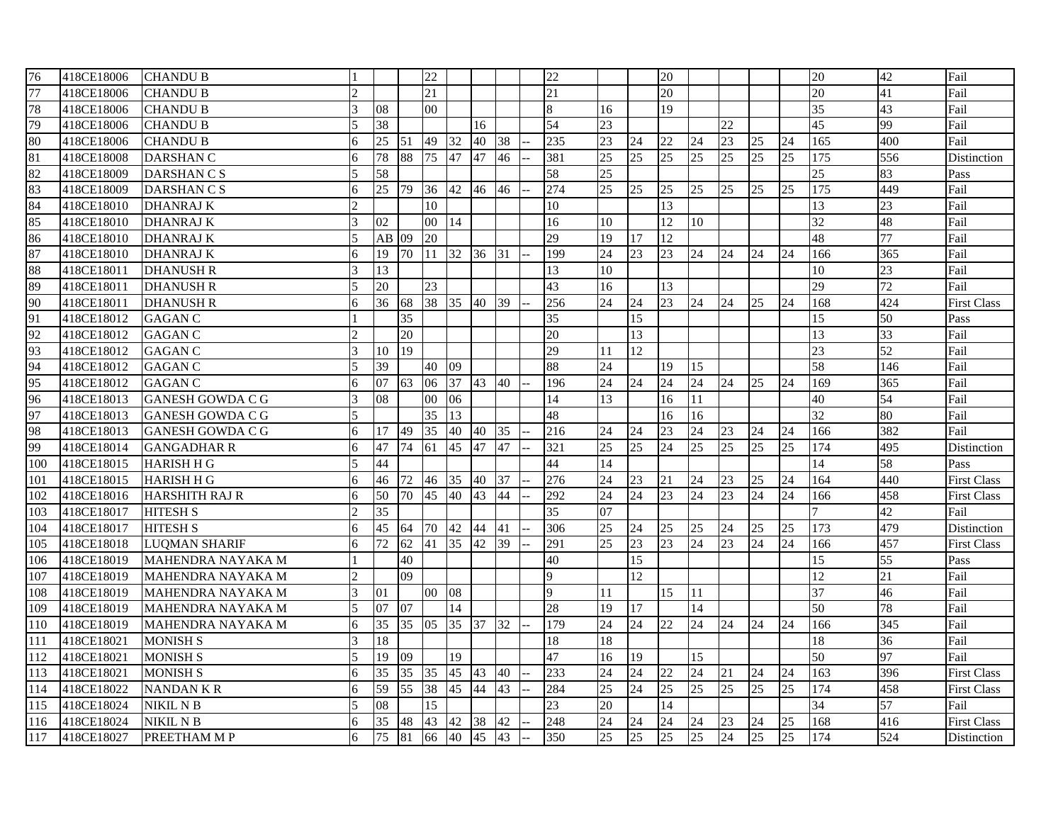| | | | | | | | | | | | | | | | | | | | | | |
|---|---|---|---|---|---|---|---|---|---|---|---|---|---|---|---|---|---|---|---|---|---|
| 76 | 418CE18006 | CHANDU B | 1 | | | 22 | | | | | 22 | | | 20 | | | | | 20 | 42 | Fail |
| 77 | 418CE18006 | CHANDU B | 2 | | | 21 | | | | | 21 | | | 20 | | | | | 20 | 41 | Fail |
| 78 | 418CE18006 | CHANDU B | 3 | 08 | | 00 | | | | | 8 | 16 | | 19 | | | | | 35 | 43 | Fail |
| 79 | 418CE18006 | CHANDU B | 5 | 38 | | | | 16 | | | 54 | 23 | | | | 22 | | | 45 | 99 | Fail |
| 80 | 418CE18006 | CHANDU B | 6 | 25 | 51 | 49 | 32 | 40 | 38 | -- | 235 | 23 | 24 | 22 | 24 | 23 | 25 | 24 | 165 | 400 | Fail |
| 81 | 418CE18008 | DARSHAN C | 6 | 78 | 88 | 75 | 47 | 47 | 46 | -- | 381 | 25 | 25 | 25 | 25 | 25 | 25 | 25 | 175 | 556 | Distinction |
| 82 | 418CE18009 | DARSHAN C S | 5 | 58 | | | | | | | 58 | 25 | | | | | | | 25 | 83 | Pass |
| 83 | 418CE18009 | DARSHAN C S | 6 | 25 | 79 | 36 | 42 | 46 | 46 | -- | 274 | 25 | 25 | 25 | 25 | 25 | 25 | 25 | 175 | 449 | Fail |
| 84 | 418CE18010 | DHANRAJ K | 2 | | | 10 | | | | | 10 | | | 13 | | | | | 13 | 23 | Fail |
| 85 | 418CE18010 | DHANRAJ K | 3 | 02 | | 00 | 14 | | | | 16 | 10 | | 12 | 10 | | | | 32 | 48 | Fail |
| 86 | 418CE18010 | DHANRAJ K | 5 | AB | 09 | 20 | | | | | 29 | 19 | 17 | 12 | | | | | 48 | 77 | Fail |
| 87 | 418CE18010 | DHANRAJ K | 6 | 19 | 70 | 11 | 32 | 36 | 31 | -- | 199 | 24 | 23 | 23 | 24 | 24 | 24 | 24 | 166 | 365 | Fail |
| 88 | 418CE18011 | DHANUSH R | 3 | 13 | | | | | | | 13 | 10 | | | | | | | 10 | 23 | Fail |
| 89 | 418CE18011 | DHANUSH R | 5 | 20 | | 23 | | | | | 43 | 16 | | 13 | | | | | 29 | 72 | Fail |
| 90 | 418CE18011 | DHANUSH R | 6 | 36 | 68 | 38 | 35 | 40 | 39 | -- | 256 | 24 | 24 | 23 | 24 | 24 | 25 | 24 | 168 | 424 | First Class |
| 91 | 418CE18012 | GAGAN C | 1 | | 35 | | | | | | 35 | | 15 | | | | | | 15 | 50 | Pass |
| 92 | 418CE18012 | GAGAN C | 2 | | 20 | | | | | | 20 | | 13 | | | | | | 13 | 33 | Fail |
| 93 | 418CE18012 | GAGAN C | 3 | 10 | 19 | | | | | | 29 | 11 | 12 | | | | | | 23 | 52 | Fail |
| 94 | 418CE18012 | GAGAN C | 5 | 39 | | 40 | 09 | | | | 88 | 24 | | 19 | 15 | | | | 58 | 146 | Fail |
| 95 | 418CE18012 | GAGAN C | 6 | 07 | 63 | 06 | 37 | 43 | 40 | -- | 196 | 24 | 24 | 24 | 24 | 24 | 25 | 24 | 169 | 365 | Fail |
| 96 | 418CE18013 | GANESH GOWDA C G | 3 | 08 | | 00 | 06 | | | | 14 | 13 | | 16 | 11 | | | | 40 | 54 | Fail |
| 97 | 418CE18013 | GANESH GOWDA C G | 5 | | | 35 | 13 | | | | 48 | | | 16 | 16 | | | | 32 | 80 | Fail |
| 98 | 418CE18013 | GANESH GOWDA C G | 6 | 17 | 49 | 35 | 40 | 40 | 35 | -- | 216 | 24 | 24 | 23 | 24 | 23 | 24 | 24 | 166 | 382 | Fail |
| 99 | 418CE18014 | GANGADHAR R | 6 | 47 | 74 | 61 | 45 | 47 | 47 | -- | 321 | 25 | 25 | 24 | 25 | 25 | 25 | 25 | 174 | 495 | Distinction |
| 100 | 418CE18015 | HARISH H G | 5 | 44 | | | | | | | 44 | 14 | | | | | | | 14 | 58 | Pass |
| 101 | 418CE18015 | HARISH H G | 6 | 46 | 72 | 46 | 35 | 40 | 37 | -- | 276 | 24 | 23 | 21 | 24 | 23 | 25 | 24 | 164 | 440 | First Class |
| 102 | 418CE18016 | HARSHITH RAJ R | 6 | 50 | 70 | 45 | 40 | 43 | 44 | -- | 292 | 24 | 24 | 23 | 24 | 23 | 24 | 24 | 166 | 458 | First Class |
| 103 | 418CE18017 | HITESH S | 2 | 35 | | | | | | | 35 | 07 | | | | | | | 7 | 42 | Fail |
| 104 | 418CE18017 | HITESH S | 6 | 45 | 64 | 70 | 42 | 44 | 41 | -- | 306 | 25 | 24 | 25 | 25 | 24 | 25 | 25 | 173 | 479 | Distinction |
| 105 | 418CE18018 | LUQMAN SHARIF | 6 | 72 | 62 | 41 | 35 | 42 | 39 | -- | 291 | 25 | 23 | 23 | 24 | 23 | 24 | 24 | 166 | 457 | First Class |
| 106 | 418CE18019 | MAHENDRA NAYAKA M | 1 | | | 40 | | | | | 40 | | 15 | | | | | | 15 | 55 | Pass |
| 107 | 418CE18019 | MAHENDRA NAYAKA M | 2 | | | 09 | | | | | 9 | | 12 | | | | | | 12 | 21 | Fail |
| 108 | 418CE18019 | MAHENDRA NAYAKA M | 3 | 01 | | 00 | 08 | | | | 9 | 11 | | 15 | 11 | | | | 37 | 46 | Fail |
| 109 | 418CE18019 | MAHENDRA NAYAKA M | 5 | 07 | 07 | | 14 | | | | 28 | 19 | 17 | | 14 | | | | 50 | 78 | Fail |
| 110 | 418CE18019 | MAHENDRA NAYAKA M | 6 | 35 | 35 | 05 | 35 | 37 | 32 | -- | 179 | 24 | 24 | 22 | 24 | 24 | 24 | 24 | 166 | 345 | Fail |
| 111 | 418CE18021 | MONISH S | 3 | 18 | | | | | | | 18 | 18 | | | | | | | 18 | 36 | Fail |
| 112 | 418CE18021 | MONISH S | 5 | 19 | 09 | | 19 | | | | 47 | 16 | 19 | | 15 | | | | 50 | 97 | Fail |
| 113 | 418CE18021 | MONISH S | 6 | 35 | 35 | 35 | 45 | 43 | 40 | -- | 233 | 24 | 24 | 22 | 24 | 21 | 24 | 24 | 163 | 396 | First Class |
| 114 | 418CE18022 | NANDAN K R | 6 | 59 | 55 | 38 | 45 | 44 | 43 | -- | 284 | 25 | 24 | 25 | 25 | 25 | 25 | 25 | 174 | 458 | First Class |
| 115 | 418CE18024 | NIKIL N B | 5 | 08 | | 15 | | | | | 23 | 20 | | 14 | | | | | 34 | 57 | Fail |
| 116 | 418CE18024 | NIKIL N B | 6 | 35 | 48 | 43 | 42 | 38 | 42 | -- | 248 | 24 | 24 | 24 | 24 | 23 | 24 | 25 | 168 | 416 | First Class |
| 117 | 418CE18027 | PREETHAM M P | 6 | 75 | 81 | 66 | 40 | 45 | 43 | -- | 350 | 25 | 25 | 25 | 25 | 24 | 25 | 25 | 174 | 524 | Distinction |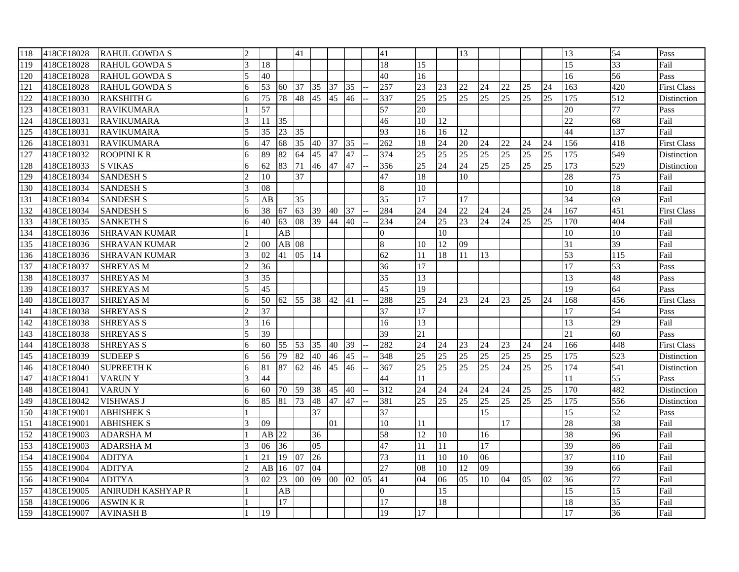| | | | | | | | | | | | | | | | | | | | | | |
|---|---|---|---|---|---|---|---|---|---|---|---|---|---|---|---|---|---|---|---|---|---|
| 118 | 418CE18028 | RAHUL GOWDA S | 2 | | | 41 | | | | | 41 | | | 13 | | | | | 13 | 54 | Pass |
| 119 | 418CE18028 | RAHUL GOWDA S | 3 | 18 | | | | | | | 18 | 15 | | | | | | | 15 | 33 | Fail |
| 120 | 418CE18028 | RAHUL GOWDA S | 5 | 40 | | | | | | | 40 | 16 | | | | | | | 16 | 56 | Pass |
| 121 | 418CE18028 | RAHUL GOWDA S | 6 | 53 | 60 | 37 | 35 | 37 | 35 | -- | 257 | 23 | 23 | 22 | 24 | 22 | 25 | 24 | 163 | 420 | First Class |
| 122 | 418CE18030 | RAKSHITH G | 6 | 75 | 78 | 48 | 45 | 45 | 46 | -- | 337 | 25 | 25 | 25 | 25 | 25 | 25 | 25 | 175 | 512 | Distinction |
| 123 | 418CE18031 | RAVIKUMARA | 1 | 57 | | | | | | | 57 | 20 | | | | | | | 20 | 77 | Pass |
| 124 | 418CE18031 | RAVIKUMARA | 3 | 11 | 35 | | | | | | 46 | 10 | 12 | | | | | | 22 | 68 | Fail |
| 125 | 418CE18031 | RAVIKUMARA | 5 | 35 | 23 | 35 | | | | | 93 | 16 | 16 | 12 | | | | | 44 | 137 | Fail |
| 126 | 418CE18031 | RAVIKUMARA | 6 | 47 | 68 | 35 | 40 | 37 | 35 | -- | 262 | 18 | 24 | 20 | 24 | 22 | 24 | 24 | 156 | 418 | First Class |
| 127 | 418CE18032 | ROOPINI K R | 6 | 89 | 82 | 64 | 45 | 47 | 47 | -- | 374 | 25 | 25 | 25 | 25 | 25 | 25 | 25 | 175 | 549 | Distinction |
| 128 | 418CE18033 | S VIKAS | 6 | 62 | 83 | 71 | 46 | 47 | 47 | -- | 356 | 25 | 24 | 24 | 25 | 25 | 25 | 25 | 173 | 529 | Distinction |
| 129 | 418CE18034 | SANDESH S | 2 | 10 | | 37 | | | | | 47 | 18 | | 10 | | | | | 28 | 75 | Fail |
| 130 | 418CE18034 | SANDESH S | 3 | 08 | | | | | | | 8 | 10 | | | | | | | 10 | 18 | Fail |
| 131 | 418CE18034 | SANDESH S | 5 | AB | | 35 | | | | | 35 | 17 | | 17 | | | | | 34 | 69 | Fail |
| 132 | 418CE18034 | SANDESH S | 6 | 38 | 67 | 63 | 39 | 40 | 37 | -- | 284 | 24 | 24 | 22 | 24 | 24 | 25 | 24 | 167 | 451 | First Class |
| 133 | 418CE18035 | SANKETH S | 6 | 40 | 63 | 08 | 39 | 44 | 40 | -- | 234 | 24 | 25 | 23 | 24 | 24 | 25 | 25 | 170 | 404 | Fail |
| 134 | 418CE18036 | SHRAVAN KUMAR | 1 | | AB | | | | | | 0 | | 10 | | | | | | 10 | 10 | Fail |
| 135 | 418CE18036 | SHRAVAN KUMAR | 2 | 00 | AB | 08 | | | | | 8 | 10 | 12 | 09 | | | | | 31 | 39 | Fail |
| 136 | 418CE18036 | SHRAVAN KUMAR | 3 | 02 | 41 | 05 | 14 | | | | 62 | 11 | 18 | 11 | 13 | | | | 53 | 115 | Fail |
| 137 | 418CE18037 | SHREYAS M | 2 | 36 | | | | | | | 36 | 17 | | | | | | | 17 | 53 | Pass |
| 138 | 418CE18037 | SHREYAS M | 3 | 35 | | | | | | | 35 | 13 | | | | | | | 13 | 48 | Pass |
| 139 | 418CE18037 | SHREYAS M | 5 | 45 | | | | | | | 45 | 19 | | | | | | | 19 | 64 | Pass |
| 140 | 418CE18037 | SHREYAS M | 6 | 50 | 62 | 55 | 38 | 42 | 41 | -- | 288 | 25 | 24 | 23 | 24 | 23 | 25 | 24 | 168 | 456 | First Class |
| 141 | 418CE18038 | SHREYAS S | 2 | 37 | | | | | | | 37 | 17 | | | | | | | 17 | 54 | Pass |
| 142 | 418CE18038 | SHREYAS S | 3 | 16 | | | | | | | 16 | 13 | | | | | | | 13 | 29 | Fail |
| 143 | 418CE18038 | SHREYAS S | 5 | 39 | | | | | | | 39 | 21 | | | | | | | 21 | 60 | Pass |
| 144 | 418CE18038 | SHREYAS S | 6 | 60 | 55 | 53 | 35 | 40 | 39 | -- | 282 | 24 | 24 | 23 | 24 | 23 | 24 | 24 | 166 | 448 | First Class |
| 145 | 418CE18039 | SUDEEP S | 6 | 56 | 79 | 82 | 40 | 46 | 45 | -- | 348 | 25 | 25 | 25 | 25 | 25 | 25 | 25 | 175 | 523 | Distinction |
| 146 | 418CE18040 | SUPREETH K | 6 | 81 | 87 | 62 | 46 | 45 | 46 | -- | 367 | 25 | 25 | 25 | 25 | 24 | 25 | 25 | 174 | 541 | Distinction |
| 147 | 418CE18041 | VARUN Y | 3 | 44 | | | | | | | 44 | 11 | | | | | | | 11 | 55 | Pass |
| 148 | 418CE18041 | VARUN Y | 6 | 60 | 70 | 59 | 38 | 45 | 40 | -- | 312 | 24 | 24 | 24 | 24 | 24 | 25 | 25 | 170 | 482 | Distinction |
| 149 | 418CE18042 | VISHWAS J | 6 | 85 | 81 | 73 | 48 | 47 | 47 | -- | 381 | 25 | 25 | 25 | 25 | 25 | 25 | 25 | 175 | 556 | Distinction |
| 150 | 418CE19001 | ABHISHEK S | 1 | | | | 37 | | | | 37 | | | | 15 | | | | 15 | 52 | Pass |
| 151 | 418CE19001 | ABHISHEK S | 3 | 09 | | | | 01 | | | 10 | 11 | | | | 17 | | | 28 | 38 | Fail |
| 152 | 418CE19003 | ADARSHA M | 1 | AB | 22 | | 36 | | | | 58 | 12 | 10 | | 16 | | | | 38 | 96 | Fail |
| 153 | 418CE19003 | ADARSHA M | 3 | 06 | 36 | | 05 | | | | 47 | 11 | 11 | | 17 | | | | 39 | 86 | Fail |
| 154 | 418CE19004 | ADITYA | 1 | 21 | 19 | 07 | 26 | | | | 73 | 11 | 10 | 10 | 06 | | | | 37 | 110 | Fail |
| 155 | 418CE19004 | ADITYA | 2 | AB | 16 | 07 | 04 | | | | 27 | 08 | 10 | 12 | 09 | | | | 39 | 66 | Fail |
| 156 | 418CE19004 | ADITYA | 3 | 02 | 23 | 00 | 09 | 00 | 02 | 05 | 41 | 04 | 06 | 05 | 10 | 04 | 05 | 02 | 36 | 77 | Fail |
| 157 | 418CE19005 | ANIRUDH KASHYAP R | 1 | | AB | | | | | | 0 | | 15 | | | | | | 15 | 15 | Fail |
| 158 | 418CE19006 | ASWIN K R | 1 | | 17 | | | | | | 17 | | 18 | | | | | | 18 | 35 | Fail |
| 159 | 418CE19007 | AVINASH B | 1 | 19 | | | | | | | 19 | 17 | | | | | | | 17 | 36 | Fail |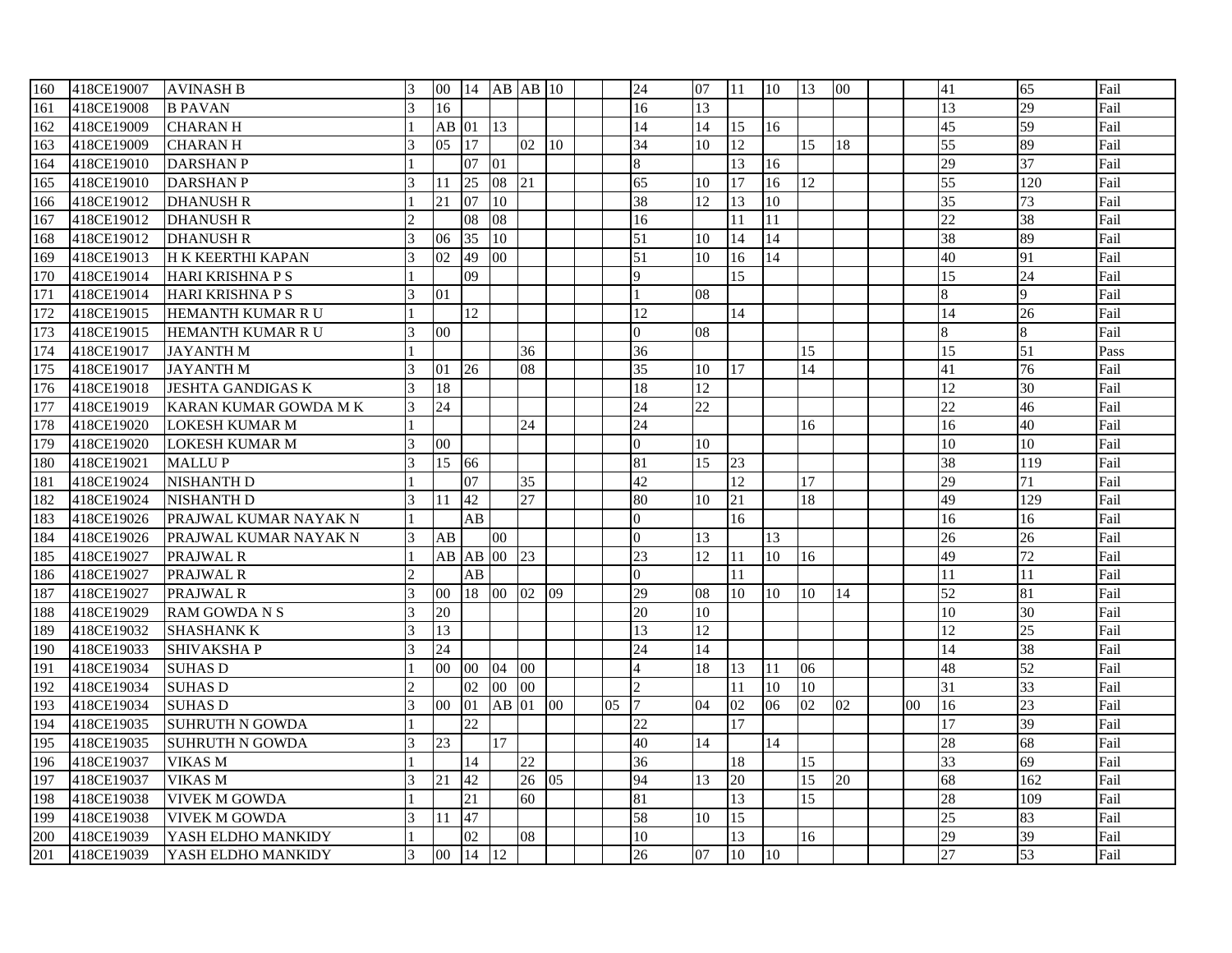| | | | | | | | | | | | | | | | | | | | | | |
|---|---|---|---|---|---|---|---|---|---|---|---|---|---|---|---|---|---|---|---|---|---|
| 160 | 418CE19007 | AVINASH B | 3 | 00 | 14 | AB | AB | 10 | | | 24 | 07 | 11 | 10 | 13 | 00 | | | 41 | 65 | Fail |
| 161 | 418CE19008 | B PAVAN | 3 | 16 | | | | | | | 16 | 13 | | | | | | | 13 | 29 | Fail |
| 162 | 418CE19009 | CHARAN H | 1 | AB | 01 | 13 | | | | | 14 | 14 | 15 | 16 | | | | | 45 | 59 | Fail |
| 163 | 418CE19009 | CHARAN H | 3 | 05 | 17 | | 02 | 10 | | | 34 | 10 | 12 | | 15 | 18 | | | 55 | 89 | Fail |
| 164 | 418CE19010 | DARSHAN P | 1 | | 07 | 01 | | | | | 8 | | 13 | 16 | | | | | 29 | 37 | Fail |
| 165 | 418CE19010 | DARSHAN P | 3 | 11 | 25 | 08 | 21 | | | | 65 | 10 | 17 | 16 | 12 | | | | 55 | 120 | Fail |
| 166 | 418CE19012 | DHANUSH R | 1 | 21 | 07 | 10 | | | | | 38 | 12 | 13 | 10 | | | | | 35 | 73 | Fail |
| 167 | 418CE19012 | DHANUSH R | 2 | | 08 | 08 | | | | | 16 | | 11 | 11 | | | | | 22 | 38 | Fail |
| 168 | 418CE19012 | DHANUSH R | 3 | 06 | 35 | 10 | | | | | 51 | 10 | 14 | 14 | | | | | 38 | 89 | Fail |
| 169 | 418CE19013 | H K KEERTHI KAPAN | 3 | 02 | 49 | 00 | | | | | 51 | 10 | 16 | 14 | | | | | 40 | 91 | Fail |
| 170 | 418CE19014 | HARI KRISHNA P S | 1 | | 09 | | | | | | 9 | | 15 | | | | | | 15 | 24 | Fail |
| 171 | 418CE19014 | HARI KRISHNA P S | 3 | 01 | | | | | | | 1 | 08 | | | | | | | 8 | 9 | Fail |
| 172 | 418CE19015 | HEMANTH KUMAR R U | 1 | | 12 | | | | | | 12 | | 14 | | | | | | 14 | 26 | Fail |
| 173 | 418CE19015 | HEMANTH KUMAR R U | 3 | 00 | | | | | | | 0 | 08 | | | | | | | 8 | 8 | Fail |
| 174 | 418CE19017 | JAYANTH M | 1 | | | | 36 | | | | 36 | | | | 15 | | | | 15 | 51 | Pass |
| 175 | 418CE19017 | JAYANTH M | 3 | 01 | 26 | | 08 | | | | 35 | 10 | 17 | | 14 | | | | 41 | 76 | Fail |
| 176 | 418CE19018 | JESHTA GANDIGAS K | 3 | 18 | | | | | | | 18 | 12 | | | | | | | 12 | 30 | Fail |
| 177 | 418CE19019 | KARAN KUMAR GOWDA M K | 3 | 24 | | | | | | | 24 | 22 | | | | | | | 22 | 46 | Fail |
| 178 | 418CE19020 | LOKESH KUMAR M | 1 | | | | 24 | | | | 24 | | | | 16 | | | | 16 | 40 | Fail |
| 179 | 418CE19020 | LOKESH KUMAR M | 3 | 00 | | | | | | | 0 | 10 | | | | | | | 10 | 10 | Fail |
| 180 | 418CE19021 | MALLU P | 3 | 15 | 66 | | | | | | 81 | 15 | 23 | | | | | | 38 | 119 | Fail |
| 181 | 418CE19024 | NISHANTH D | 1 | | 07 | | 35 | | | | 42 | | 12 | | 17 | | | | 29 | 71 | Fail |
| 182 | 418CE19024 | NISHANTH D | 3 | 11 | 42 | | 27 | | | | 80 | 10 | 21 | | 18 | | | | 49 | 129 | Fail |
| 183 | 418CE19026 | PRAJWAL KUMAR NAYAK N | 1 | | AB | | | | | | 0 | | 16 | | | | | | 16 | 16 | Fail |
| 184 | 418CE19026 | PRAJWAL KUMAR NAYAK N | 3 | AB | | 00 | | | | | 0 | 13 | | 13 | | | | | 26 | 26 | Fail |
| 185 | 418CE19027 | PRAJWAL R | 1 | AB | AB | 00 | 23 | | | | 23 | 12 | 11 | 10 | 16 | | | | 49 | 72 | Fail |
| 186 | 418CE19027 | PRAJWAL R | 2 | | AB | | | | | | 0 | | 11 | | | | | | 11 | 11 | Fail |
| 187 | 418CE19027 | PRAJWAL R | 3 | 00 | 18 | 00 | 02 | 09 | | | 29 | 08 | 10 | 10 | 10 | 14 | | | 52 | 81 | Fail |
| 188 | 418CE19029 | RAM GOWDA N S | 3 | 20 | | | | | | | 20 | 10 | | | | | | | 10 | 30 | Fail |
| 189 | 418CE19032 | SHASHANK K | 3 | 13 | | | | | | | 13 | 12 | | | | | | | 12 | 25 | Fail |
| 190 | 418CE19033 | SHIVAKSHA P | 3 | 24 | | | | | | | 24 | 14 | | | | | | | 14 | 38 | Fail |
| 191 | 418CE19034 | SUHAS D | 1 | 00 | 00 | 04 | 00 | | | | 4 | 18 | 13 | 11 | 06 | | | | 48 | 52 | Fail |
| 192 | 418CE19034 | SUHAS D | 2 | | 02 | 00 | 00 | | | | 2 | | 11 | 10 | 10 | | | | 31 | 33 | Fail |
| 193 | 418CE19034 | SUHAS D | 3 | 00 | 01 | AB | 01 | 00 | | 05 | 7 | 04 | 02 | 06 | 02 | 02 | | 00 | 16 | 23 | Fail |
| 194 | 418CE19035 | SUHRUTH N GOWDA | 1 | | 22 | | | | | | 22 | | 17 | | | | | | 17 | 39 | Fail |
| 195 | 418CE19035 | SUHRUTH N GOWDA | 3 | 23 | | 17 | | | | | 40 | 14 | | 14 | | | | | 28 | 68 | Fail |
| 196 | 418CE19037 | VIKAS M | 1 | | 14 | | 22 | | | | 36 | | 18 | | 15 | | | | 33 | 69 | Fail |
| 197 | 418CE19037 | VIKAS M | 3 | 21 | 42 | | 26 | 05 | | | 94 | 13 | 20 | | 15 | 20 | | | 68 | 162 | Fail |
| 198 | 418CE19038 | VIVEK M GOWDA | 1 | | 21 | | 60 | | | | 81 | | 13 | | 15 | | | | 28 | 109 | Fail |
| 199 | 418CE19038 | VIVEK M GOWDA | 3 | 11 | 47 | | | | | | 58 | 10 | 15 | | | | | | 25 | 83 | Fail |
| 200 | 418CE19039 | YASH ELDHO MANKIDY | 1 | | 02 | | 08 | | | | 10 | | 13 | | 16 | | | | 29 | 39 | Fail |
| 201 | 418CE19039 | YASH ELDHO MANKIDY | 3 | 00 | 14 | 12 | | | | | 26 | 07 | 10 | 10 | | | | | 27 | 53 | Fail |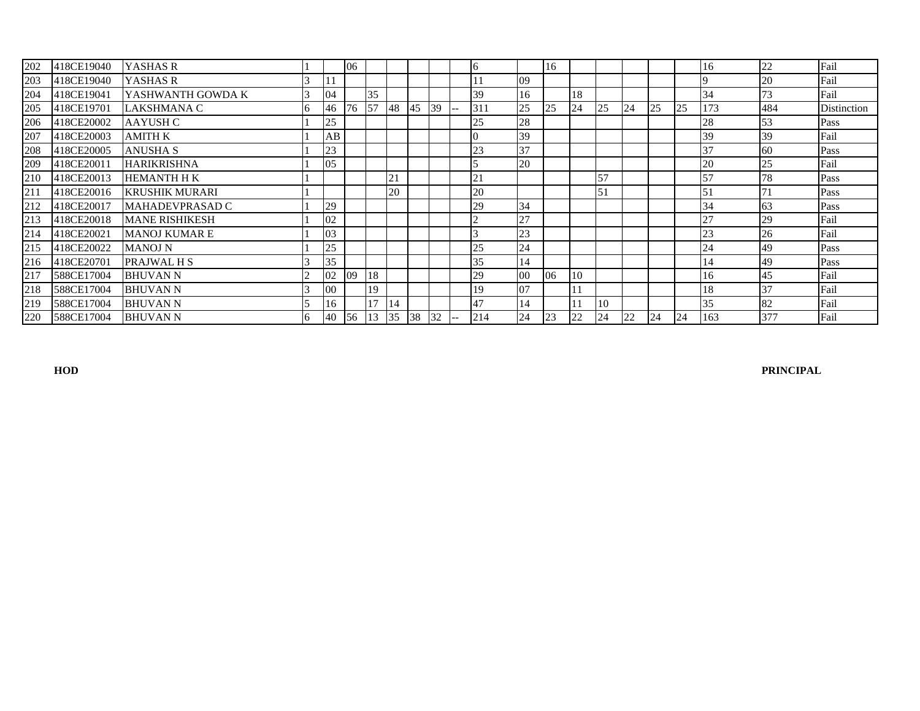| | | | | | | | | | | | | | | | | | | | | | | |
|---|---|---|---|---|---|---|---|---|---|---|---|---|---|---|---|---|---|---|---|---|---|---|
| 202 | 418CE19040 | YASHAS R | 1 | | 06 | | | | | | 6 | | 16 | | | | | | 16 | 22 | Fail |
| 203 | 418CE19040 | YASHAS R | 3 | 11 | | | | | | | 11 | 09 | | | | | | | 9 | 20 | Fail |
| 204 | 418CE19041 | YASHWANTH GOWDA K | 3 | 04 | | 35 | | | | | 39 | 16 | | 18 | | | | | 34 | 73 | Fail |
| 205 | 418CE19701 | LAKSHMANA C | 6 | 46 | 76 | 57 | 48 | 45 | 39 | -- | 311 | 25 | 25 | 24 | 25 | 24 | 25 | 25 | 173 | 484 | Distinction |
| 206 | 418CE20002 | AAYUSH C | 1 | 25 | | | | | | | 25 | 28 | | | | | | | 28 | 53 | Pass |
| 207 | 418CE20003 | AMITH K | 1 | AB | | | | | | | 0 | 39 | | | | | | | 39 | 39 | Fail |
| 208 | 418CE20005 | ANUSHA S | 1 | 23 | | | | | | | 23 | 37 | | | | | | | 37 | 60 | Pass |
| 209 | 418CE20011 | HARIKRISHNA | 1 | 05 | | | | | | | 5 | 20 | | | | | | | 20 | 25 | Fail |
| 210 | 418CE20013 | HEMANTH H K | 1 | | | | 21 | | | | 21 | | | | 57 | | | | 57 | 78 | Pass |
| 211 | 418CE20016 | KRUSHIK MURARI | 1 | | | | 20 | | | | 20 | | | | 51 | | | | 51 | 71 | Pass |
| 212 | 418CE20017 | MAHADEVPRASAD C | 1 | 29 | | | | | | | 29 | 34 | | | | | | | 34 | 63 | Pass |
| 213 | 418CE20018 | MANE RISHIKESH | 1 | 02 | | | | | | | 2 | 27 | | | | | | | 27 | 29 | Fail |
| 214 | 418CE20021 | MANOJ KUMAR E | 1 | 03 | | | | | | | 3 | 23 | | | | | | | 23 | 26 | Fail |
| 215 | 418CE20022 | MANOJ N | 1 | 25 | | | | | | | 25 | 24 | | | | | | | 24 | 49 | Pass |
| 216 | 418CE20701 | PRAJWAL H S | 3 | 35 | | | | | | | 35 | 14 | | | | | | | 14 | 49 | Pass |
| 217 | 588CE17004 | BHUVAN N | 2 | 02 | 09 | 18 | | | | | 29 | 00 | 06 | 10 | | | | | 16 | 45 | Fail |
| 218 | 588CE17004 | BHUVAN N | 3 | 00 | | 19 | | | | | 19 | 07 | | 11 | | | | | 18 | 37 | Fail |
| 219 | 588CE17004 | BHUVAN N | 5 | 16 | | 17 | 14 | | | | 47 | 14 | | 11 | 10 | | | | 35 | 82 | Fail |
| 220 | 588CE17004 | BHUVAN N | 6 | 40 | 56 | 13 | 35 | 38 | 32 | -- | 214 | 24 | 23 | 22 | 24 | 22 | 24 | 24 | 163 | 377 | Fail |

**HOD**

**PRINCIPAL**